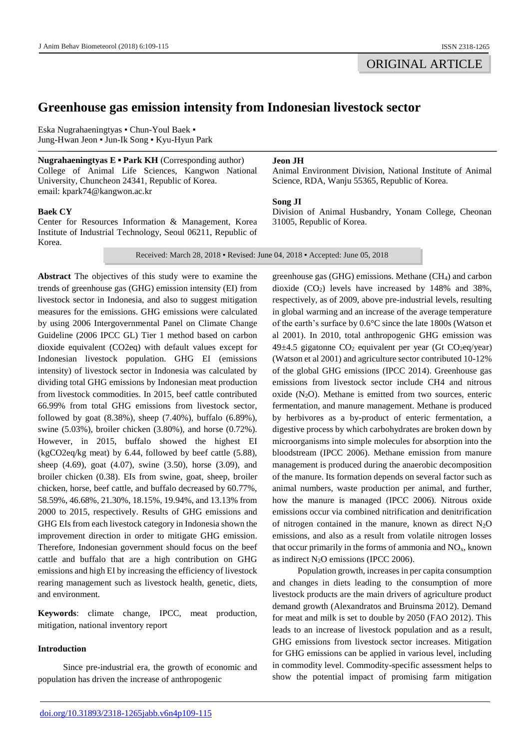ORIGINAL ARTICLE

# Greenhouse gas emission intensity from Indonesian livestock sector

Eska Nugrahaeningtyas ▪ Chun-Youl Baek ▪ Jung-Hwan Jeon ▪ Jun-Ik Song ▪ Kyu-Hyun Park

**Nugrahaeningtyas E ▪ Park KH** (Corresponding author)
College of Animal Life Sciences, Kangwon National University, Chuncheon 24341, Republic of Korea.
email: kpark74@kangwon.ac.kr

**Baek CY**
Center for Resources Information & Management, Korea Institute of Industrial Technology, Seoul 06211, Republic of Korea.

**Jeon JH**
Animal Environment Division, National Institute of Animal Science, RDA, Wanju 55365, Republic of Korea.

**Song JI**
Division of Animal Husbandry, Yonam College, Cheonan 31005, Republic of Korea.

Received: March 28, 2018 ▪ Revised: June 04, 2018 ▪ Accepted: June 05, 2018

**Abstract** The objectives of this study were to examine the trends of greenhouse gas (GHG) emission intensity (EI) from livestock sector in Indonesia, and also to suggest mitigation measures for the emissions. GHG emissions were calculated by using 2006 Intergovernmental Panel on Climate Change Guideline (2006 IPCC GL) Tier 1 method based on carbon dioxide equivalent (CO2eq) with default values except for Indonesian livestock population. GHG EI (emissions intensity) of livestock sector in Indonesia was calculated by dividing total GHG emissions by Indonesian meat production from livestock commodities. In 2015, beef cattle contributed 66.99% from total GHG emissions from livestock sector, followed by goat (8.38%), sheep (7.40%), buffalo (6.89%), swine (5.03%), broiler chicken (3.80%), and horse (0.72%). However, in 2015, buffalo showed the highest EI (kgCO2eq/kg meat) by 6.44, followed by beef cattle (5.88), sheep (4.69), goat (4.07), swine (3.50), horse (3.09), and broiler chicken (0.38). EIs from swine, goat, sheep, broiler chicken, horse, beef cattle, and buffalo decreased by 60.77%, 58.59%, 46.68%, 21.30%, 18.15%, 19.94%, and 13.13% from 2000 to 2015, respectively. Results of GHG emissions and GHG EIs from each livestock category in Indonesia shown the improvement direction in order to mitigate GHG emission. Therefore, Indonesian government should focus on the beef cattle and buffalo that are a high contribution on GHG emissions and high EI by increasing the efficiency of livestock rearing management such as livestock health, genetic, diets, and environment.

**Keywords**: climate change, IPCC, meat production, mitigation, national inventory report

## Introduction

Since pre-industrial era, the growth of economic and population has driven the increase of anthropogenic greenhouse gas (GHG) emissions. Methane ($CH_4$) and carbon dioxide ($CO_2$) levels have increased by 148% and 38%, respectively, as of 2009, above pre-industrial levels, resulting in global warming and an increase of the average temperature of the earth's surface by 0.6°C since the late 1800s (Watson et al 2001). In 2010, total anthropogenic GHG emission was 49±4.5 gigatonne $CO_2$ equivalent per year (Gt $CO_2$eq/year) (Watson et al 2001) and agriculture sector contributed 10-12% of the global GHG emissions (IPCC 2014). Greenhouse gas emissions from livestock sector include CH4 and nitrous oxide ($N_2O$). Methane is emitted from two sources, enteric fermentation, and manure management. Methane is produced by herbivores as a by-product of enteric fermentation, a digestive process by which carbohydrates are broken down by microorganisms into simple molecules for absorption into the bloodstream (IPCC 2006). Methane emission from manure management is produced during the anaerobic decomposition of the manure. Its formation depends on several factor such as animal numbers, waste production per animal, and further, how the manure is managed (IPCC 2006). Nitrous oxide emissions occur via combined nitrification and denitrification of nitrogen contained in the manure, known as direct $N_2O$ emissions, and also as a result from volatile nitrogen losses that occur primarily in the forms of ammonia and $NO_x$, known as indirect $N_2O$ emissions (IPCC 2006).

Population growth, increases in per capita consumption and changes in diets leading to the consumption of more livestock products are the main drivers of agriculture product demand growth (Alexandratos and Bruinsma 2012). Demand for meat and milk is set to double by 2050 (FAO 2012). This leads to an increase of livestock population and as a result, GHG emissions from livestock sector increases. Mitigation for GHG emissions can be applied in various level, including in commodity level. Commodity-specific assessment helps to show the potential impact of promising farm mitigation

doi.org/10.31893/2318-1265jabb.v6n4p109-115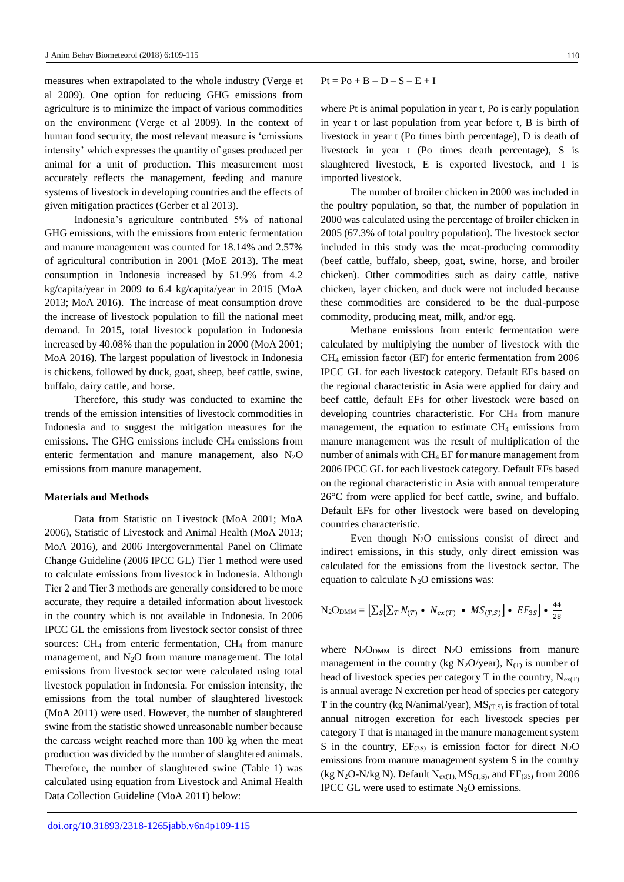measures when extrapolated to the whole industry (Verge et al 2009). One option for reducing GHG emissions from agriculture is to minimize the impact of various commodities on the environment (Verge et al 2009). In the context of human food security, the most relevant measure is 'emissions intensity' which expresses the quantity of gases produced per animal for a unit of production. This measurement most accurately reflects the management, feeding and manure systems of livestock in developing countries and the effects of given mitigation practices (Gerber et al 2013).

Indonesia's agriculture contributed 5% of national GHG emissions, with the emissions from enteric fermentation and manure management was counted for 18.14% and 2.57% of agricultural contribution in 2001 (MoE 2013). The meat consumption in Indonesia increased by 51.9% from 4.2 kg/capita/year in 2009 to 6.4 kg/capita/year in 2015 (MoA 2013; MoA 2016). The increase of meat consumption drove the increase of livestock population to fill the national meet demand. In 2015, total livestock population in Indonesia increased by 40.08% than the population in 2000 (MoA 2001; MoA 2016). The largest population of livestock in Indonesia is chickens, followed by duck, goat, sheep, beef cattle, swine, buffalo, dairy cattle, and horse.

Therefore, this study was conducted to examine the trends of the emission intensities of livestock commodities in Indonesia and to suggest the mitigation measures for the emissions. The GHG emissions include $CH_4$ emissions from enteric fermentation and manure management, also $N_2O$ emissions from manure management.

## Materials and Methods

Data from Statistic on Livestock (MoA 2001; MoA 2006), Statistic of Livestock and Animal Health (MoA 2013; MoA 2016), and 2006 Intergovernmental Panel on Climate Change Guideline (2006 IPCC GL) Tier 1 method were used to calculate emissions from livestock in Indonesia. Although Tier 2 and Tier 3 methods are generally considered to be more accurate, they require a detailed information about livestock in the country which is not available in Indonesia. In 2006 IPCC GL the emissions from livestock sector consist of three sources: $CH_4$ from enteric fermentation, $CH_4$ from manure management, and $N_2O$ from manure management. The total emissions from livestock sector were calculated using total livestock population in Indonesia. For emission intensity, the emissions from the total number of slaughtered livestock (MoA 2011) were used. However, the number of slaughtered swine from the statistic showed unreasonable number because the carcass weight reached more than 100 kg when the meat production was divided by the number of slaughtered animals. Therefore, the number of slaughtered swine (Table 1) was calculated using equation from Livestock and Animal Health Data Collection Guideline (MoA 2011) below:

$$Pt = Po + B - D - S - E + I$$

where Pt is animal population in year t, Po is early population in year t or last population from year before t, B is birth of livestock in year t (Po times birth percentage), D is death of livestock in year t (Po times death percentage), S is slaughtered livestock, E is exported livestock, and I is imported livestock.

The number of broiler chicken in 2000 was included in the poultry population, so that, the number of population in 2000 was calculated using the percentage of broiler chicken in 2005 (67.3% of total poultry population). The livestock sector included in this study was the meat-producing commodity (beef cattle, buffalo, sheep, goat, swine, horse, and broiler chicken). Other commodities such as dairy cattle, native chicken, layer chicken, and duck were not included because these commodities are considered to be the dual-purpose commodity, producing meat, milk, and/or egg.

Methane emissions from enteric fermentation were calculated by multiplying the number of livestock with the $CH_4$ emission factor (EF) for enteric fermentation from 2006 IPCC GL for each livestock category. Default EFs based on the regional characteristic in Asia were applied for dairy and beef cattle, default EFs for other livestock were based on developing countries characteristic. For $CH_4$ from manure management, the equation to estimate $CH_4$ emissions from manure management was the result of multiplication of the number of animals with $CH_4$ EF for manure management from 2006 IPCC GL for each livestock category. Default EFs based on the regional characteristic in Asia with annual temperature 26°C from were applied for beef cattle, swine, and buffalo. Default EFs for other livestock were based on developing countries characteristic.

Even though $N_2O$ emissions consist of direct and indirect emissions, in this study, only direct emission was calculated for the emissions from the livestock sector. The equation to calculate $N_2O$ emissions was:

$$N_2O_{DMM} = \left[\sum_S \left[\sum_T N_{(T)} \bullet N_{ex(T)} \bullet MS_{(T,S)}\right] \bullet EF_{3S}\right] \bullet \frac{44}{28}$$

where $N_2O_{DMM}$ is direct $N_2O$ emissions from manure management in the country (kg $N_2O$/year), $N_{(T)}$ is number of head of livestock species per category T in the country, $N_{ex(T)}$ is annual average N excretion per head of species per category T in the country (kg N/animal/year), $MS_{(T,S)}$ is fraction of total annual nitrogen excretion for each livestock species per category T that is managed in the manure management system S in the country, $EF_{(3S)}$ is emission factor for direct $N_2O$ emissions from manure management system S in the country (kg $N_2O$-N/kg N). Default $N_{ex(T)}$, $MS_{(T,S)}$, and $EF_{(3S)}$ from 2006 IPCC GL were used to estimate $N_2O$ emissions.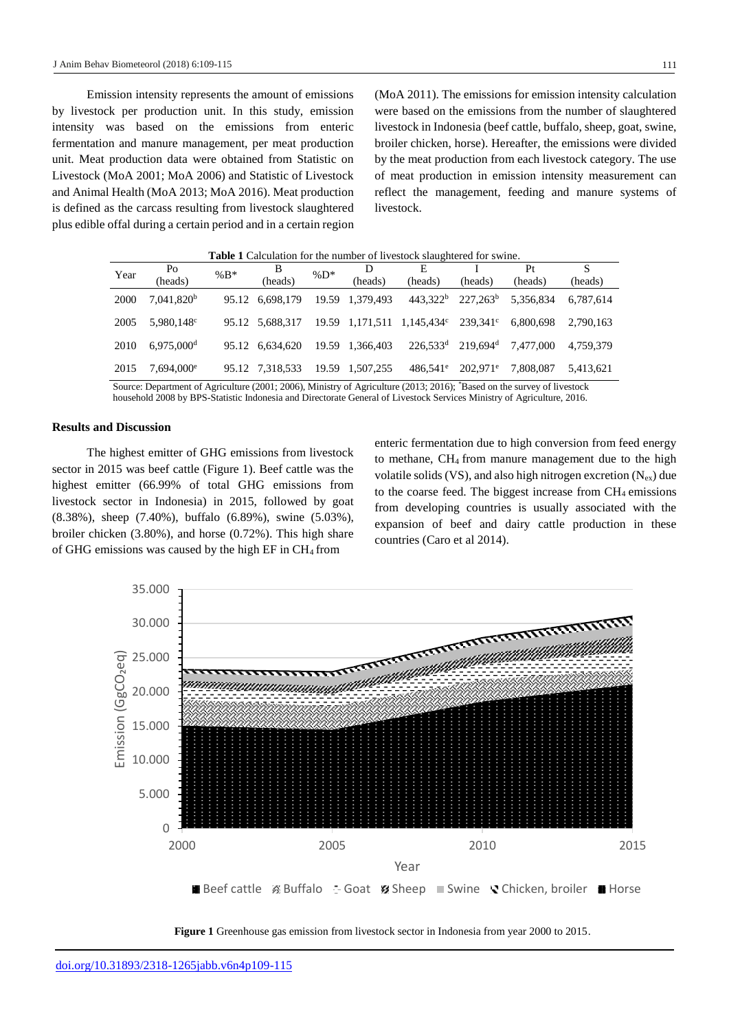Emission intensity represents the amount of emissions by livestock per production unit. In this study, emission intensity was based on the emissions from enteric fermentation and manure management, per meat production unit. Meat production data were obtained from Statistic on Livestock (MoA 2001; MoA 2006) and Statistic of Livestock and Animal Health (MoA 2013; MoA 2016). Meat production is defined as the carcass resulting from livestock slaughtered plus edible offal during a certain period and in a certain region (MoA 2011). The emissions for emission intensity calculation were based on the emissions from the number of slaughtered livestock in Indonesia (beef cattle, buffalo, sheep, goat, swine, broiler chicken, horse). Hereafter, the emissions were divided by the meat production from each livestock category. The use of meat production in emission intensity measurement can reflect the management, feeding and manure systems of livestock.

**Table 1** Calculation for the number of livestock slaughtered for swine.

| Year | Po (heads) | %B* | B (heads) | %D* | D (heads) | E (heads) | I (heads) | Pt (heads) | S (heads) |
|---|---|---|---|---|---|---|---|---|---|
| 2000 | 7,041,820[b] | 95.12 | 6,698,179 | 19.59 | 1,379,493 | 443,322[b] | 227,263[b] | 5,356,834 | 6,787,614 |
| 2005 | 5,980,148[c] | 95.12 | 5,688,317 | 19.59 | 1,171,511 | 1,145,434[c] | 239,341[c] | 6,800,698 | 2,790,163 |
| 2010 | 6,975,000[d] | 95.12 | 6,634,620 | 19.59 | 1,366,403 | 226,533[d] | 219,694[d] | 7,477,000 | 4,759,379 |
| 2015 | 7,694,000[e] | 95.12 | 7,318,533 | 19.59 | 1,507,255 | 486,541[e] | 202,971[e] | 7,808,087 | 5,413,621 |

Source: Department of Agriculture (2001; 2006), Ministry of Agriculture (2013; 2016); *Based on the survey of livestock household 2008 by BPS-Statistic Indonesia and Directorate General of Livestock Services Ministry of Agriculture, 2016.

## Results and Discussion

The highest emitter of GHG emissions from livestock sector in 2015 was beef cattle (Figure 1). Beef cattle was the highest emitter (66.99% of total GHG emissions from livestock sector in Indonesia) in 2015, followed by goat (8.38%), sheep (7.40%), buffalo (6.89%), swine (5.03%), broiler chicken (3.80%), and horse (0.72%). This high share of GHG emissions was caused by the high EF in $CH_4$ from enteric fermentation due to high conversion from feed energy to methane, $CH_4$ from manure management due to the high volatile solids (VS), and also high nitrogen excretion ($N_{ex}$) due to the coarse feed. The biggest increase from $CH_4$ emissions from developing countries is usually associated with the expansion of beef and dairy cattle production in these countries (Caro et al 2014).

35.000
30.000
25.000
20.000
15.000
10.000
5.000
0

Emission (GgCO₂eq)

2000
2005
2010
2015

Year

Beef cattle, Buffalo, Goat, Sheep, Swine, Chicken, broiler, Horse

**Figure 1** Greenhouse gas emission from livestock sector in Indonesia from year 2000 to 2015.

doi.org/10.31893/2318-1265jabb.v6n4p109-115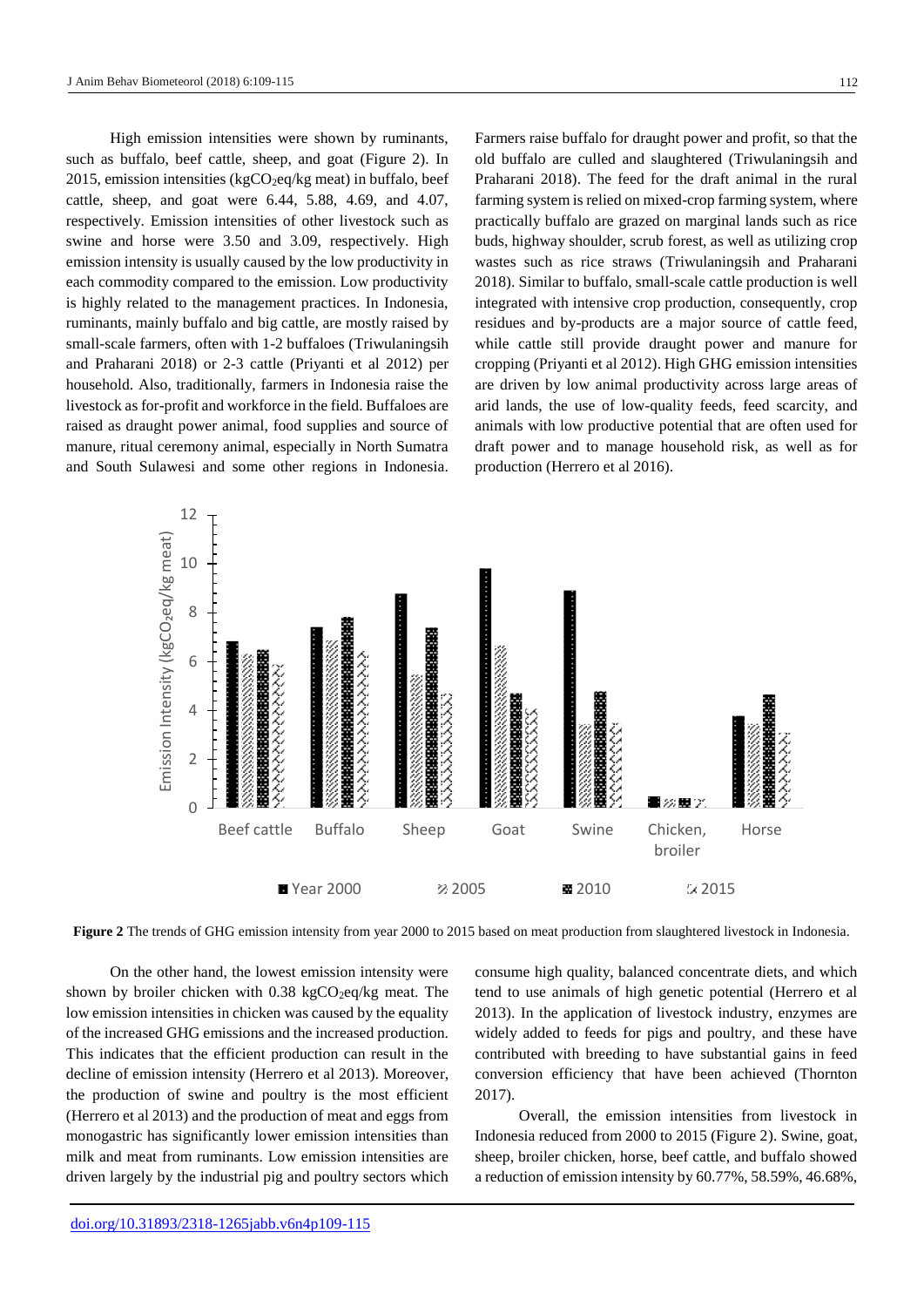High emission intensities were shown by ruminants, such as buffalo, beef cattle, sheep, and goat (Figure 2). In 2015, emission intensities (kg$CO_2$eq/kg meat) in buffalo, beef cattle, sheep, and goat were 6.44, 5.88, 4.69, and 4.07, respectively. Emission intensities of other livestock such as swine and horse were 3.50 and 3.09, respectively. High emission intensity is usually caused by the low productivity in each commodity compared to the emission. Low productivity is highly related to the management practices. In Indonesia, ruminants, mainly buffalo and big cattle, are mostly raised by small-scale farmers, often with 1-2 buffaloes (Triwulaningsih and Praharani 2018) or 2-3 cattle (Priyanti et al 2012) per household. Also, traditionally, farmers in Indonesia raise the livestock as for-profit and workforce in the field. Buffaloes are raised as draught power animal, food supplies and source of manure, ritual ceremony animal, especially in North Sumatra and South Sulawesi and some other regions in Indonesia. Farmers raise buffalo for draught power and profit, so that the old buffalo are culled and slaughtered (Triwulaningsih and Praharani 2018). The feed for the draft animal in the rural farming system is relied on mixed-crop farming system, where practically buffalo are grazed on marginal lands such as rice buds, highway shoulder, scrub forest, as well as utilizing crop wastes such as rice straws (Triwulaningsih and Praharani 2018). Similar to buffalo, small-scale cattle production is well integrated with intensive crop production, consequently, crop residues and by-products are a major source of cattle feed, while cattle still provide draught power and manure for cropping (Priyanti et al 2012). High GHG emission intensities are driven by low animal productivity across large areas of arid lands, the use of low-quality feeds, feed scarcity, and animals with low productive potential that are often used for draft power and to manage household risk, as well as for production (Herrero et al 2016).

**Figure 2** The trends of GHG emission intensity from year 2000 to 2015 based on meat production from slaughtered livestock in Indonesia.

On the other hand, the lowest emission intensity were shown by broiler chicken with 0.38 kg$CO_2$eq/kg meat. The low emission intensities in chicken was caused by the equality of the increased GHG emissions and the increased production. This indicates that the efficient production can result in the decline of emission intensity (Herrero et al 2013). Moreover, the production of swine and poultry is the most efficient (Herrero et al 2013) and the production of meat and eggs from monogastric has significantly lower emission intensities than milk and meat from ruminants. Low emission intensities are driven largely by the industrial pig and poultry sectors which consume high quality, balanced concentrate diets, and which tend to use animals of high genetic potential (Herrero et al 2013). In the application of livestock industry, enzymes are widely added to feeds for pigs and poultry, and these have contributed with breeding to have substantial gains in feed conversion efficiency that have been achieved (Thornton 2017).

Overall, the emission intensities from livestock in Indonesia reduced from 2000 to 2015 (Figure 2). Swine, goat, sheep, broiler chicken, horse, beef cattle, and buffalo showed a reduction of emission intensity by 60.77%, 58.59%, 46.68%,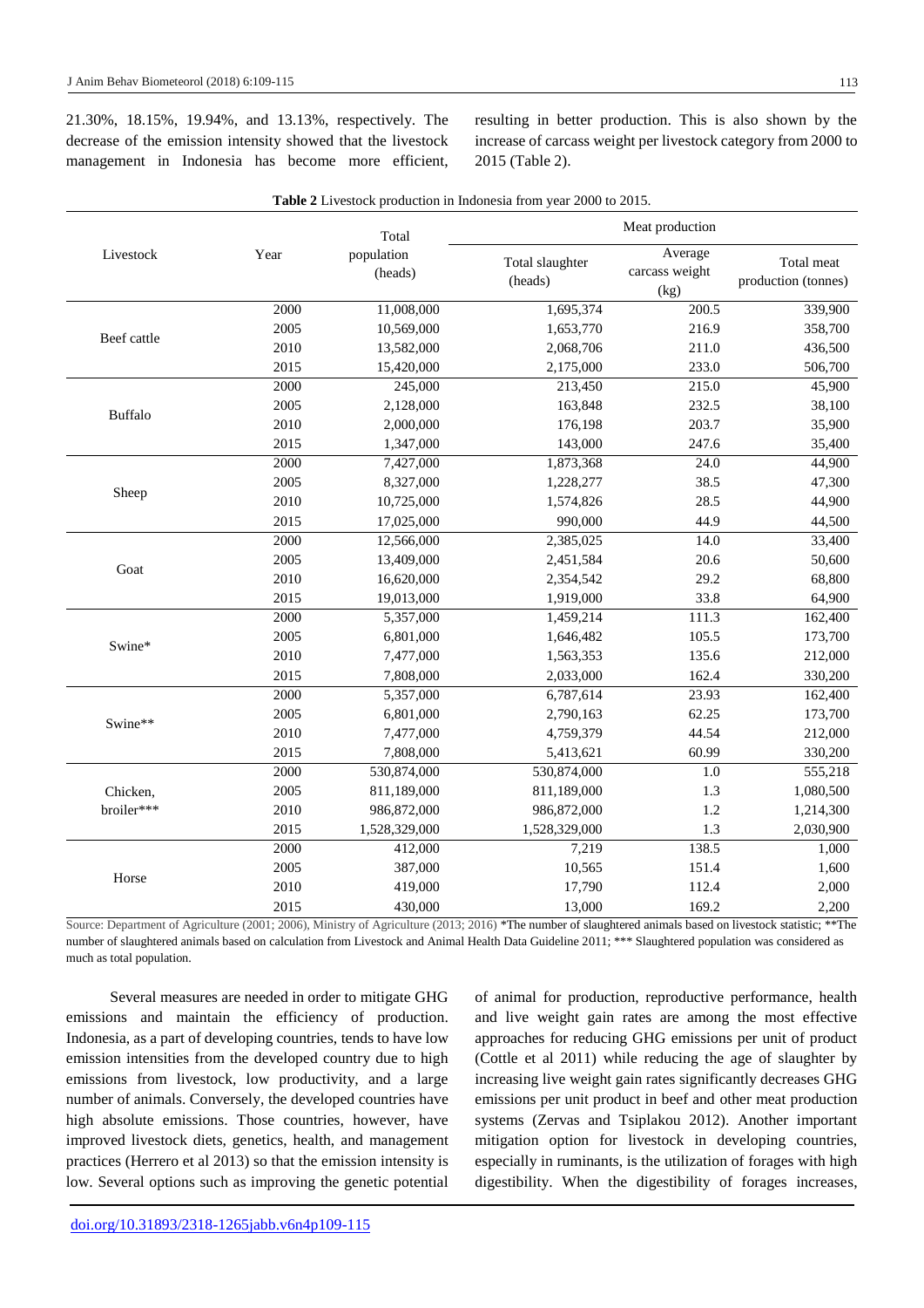21.30%, 18.15%, 19.94%, and 13.13%, respectively. The decrease of the emission intensity showed that the livestock management in Indonesia has become more efficient, resulting in better production. This is also shown by the increase of carcass weight per livestock category from 2000 to 2015 (Table 2).

**Table 2** Livestock production in Indonesia from year 2000 to 2015.

| Livestock | Year | Total population (heads) | Meat production | | |
|---|---|---|---|---|---|
| | | | Total slaughter (heads) | Average carcass weight (kg) | Total meat production (tonnes) |
| Beef cattle | 2000 | 11,008,000 | 1,695,374 | 200.5 | 339,900 |
| | 2005 | 10,569,000 | 1,653,770 | 216.9 | 358,700 |
| | 2010 | 13,582,000 | 2,068,706 | 211.0 | 436,500 |
| | 2015 | 15,420,000 | 2,175,000 | 233.0 | 506,700 |
| Buffalo | 2000 | 245,000 | 213,450 | 215.0 | 45,900 |
| | 2005 | 2,128,000 | 163,848 | 232.5 | 38,100 |
| | 2010 | 2,000,000 | 176,198 | 203.7 | 35,900 |
| | 2015 | 1,347,000 | 143,000 | 247.6 | 35,400 |
| Sheep | 2000 | 7,427,000 | 1,873,368 | 24.0 | 44,900 |
| | 2005 | 8,327,000 | 1,228,277 | 38.5 | 47,300 |
| | 2010 | 10,725,000 | 1,574,826 | 28.5 | 44,900 |
| | 2015 | 17,025,000 | 990,000 | 44.9 | 44,500 |
| Goat | 2000 | 12,566,000 | 2,385,025 | 14.0 | 33,400 |
| | 2005 | 13,409,000 | 2,451,584 | 20.6 | 50,600 |
| | 2010 | 16,620,000 | 2,354,542 | 29.2 | 68,800 |
| | 2015 | 19,013,000 | 1,919,000 | 33.8 | 64,900 |
| Swine* | 2000 | 5,357,000 | 1,459,214 | 111.3 | 162,400 |
| | 2005 | 6,801,000 | 1,646,482 | 105.5 | 173,700 |
| | 2010 | 7,477,000 | 1,563,353 | 135.6 | 212,000 |
| | 2015 | 7,808,000 | 2,033,000 | 162.4 | 330,200 |
| Swine** | 2000 | 5,357,000 | 6,787,614 | 23.93 | 162,400 |
| | 2005 | 6,801,000 | 2,790,163 | 62.25 | 173,700 |
| | 2010 | 7,477,000 | 4,759,379 | 44.54 | 212,000 |
| | 2015 | 7,808,000 | 5,413,621 | 60.99 | 330,200 |
| Chicken, broiler*** | 2000 | 530,874,000 | 530,874,000 | 1.0 | 555,218 |
| | 2005 | 811,189,000 | 811,189,000 | 1.3 | 1,080,500 |
| | 2010 | 986,872,000 | 986,872,000 | 1.2 | 1,214,300 |
| | 2015 | 1,528,329,000 | 1,528,329,000 | 1.3 | 2,030,900 |
| Horse | 2000 | 412,000 | 7,219 | 138.5 | 1,000 |
| | 2005 | 387,000 | 10,565 | 151.4 | 1,600 |
| | 2010 | 419,000 | 17,790 | 112.4 | 2,000 |
| | 2015 | 430,000 | 13,000 | 169.2 | 2,200 |

Source: Department of Agriculture (2001; 2006), Ministry of Agriculture (2013; 2016) *The number of slaughtered animals based on livestock statistic; **The number of slaughtered animals based on calculation from Livestock and Animal Health Data Guideline 2011; *** Slaughtered population was considered as much as total population.

Several measures are needed in order to mitigate GHG emissions and maintain the efficiency of production. Indonesia, as a part of developing countries, tends to have low emission intensities from the developed country due to high emissions from livestock, low productivity, and a large number of animals. Conversely, the developed countries have high absolute emissions. Those countries, however, have improved livestock diets, genetics, health, and management practices (Herrero et al 2013) so that the emission intensity is low. Several options such as improving the genetic potential of animal for production, reproductive performance, health and live weight gain rates are among the most effective approaches for reducing GHG emissions per unit of product (Cottle et al 2011) while reducing the age of slaughter by increasing live weight gain rates significantly decreases GHG emissions per unit product in beef and other meat production systems (Zervas and Tsiplakou 2012). Another important mitigation option for livestock in developing countries, especially in ruminants, is the utilization of forages with high digestibility. When the digestibility of forages increases,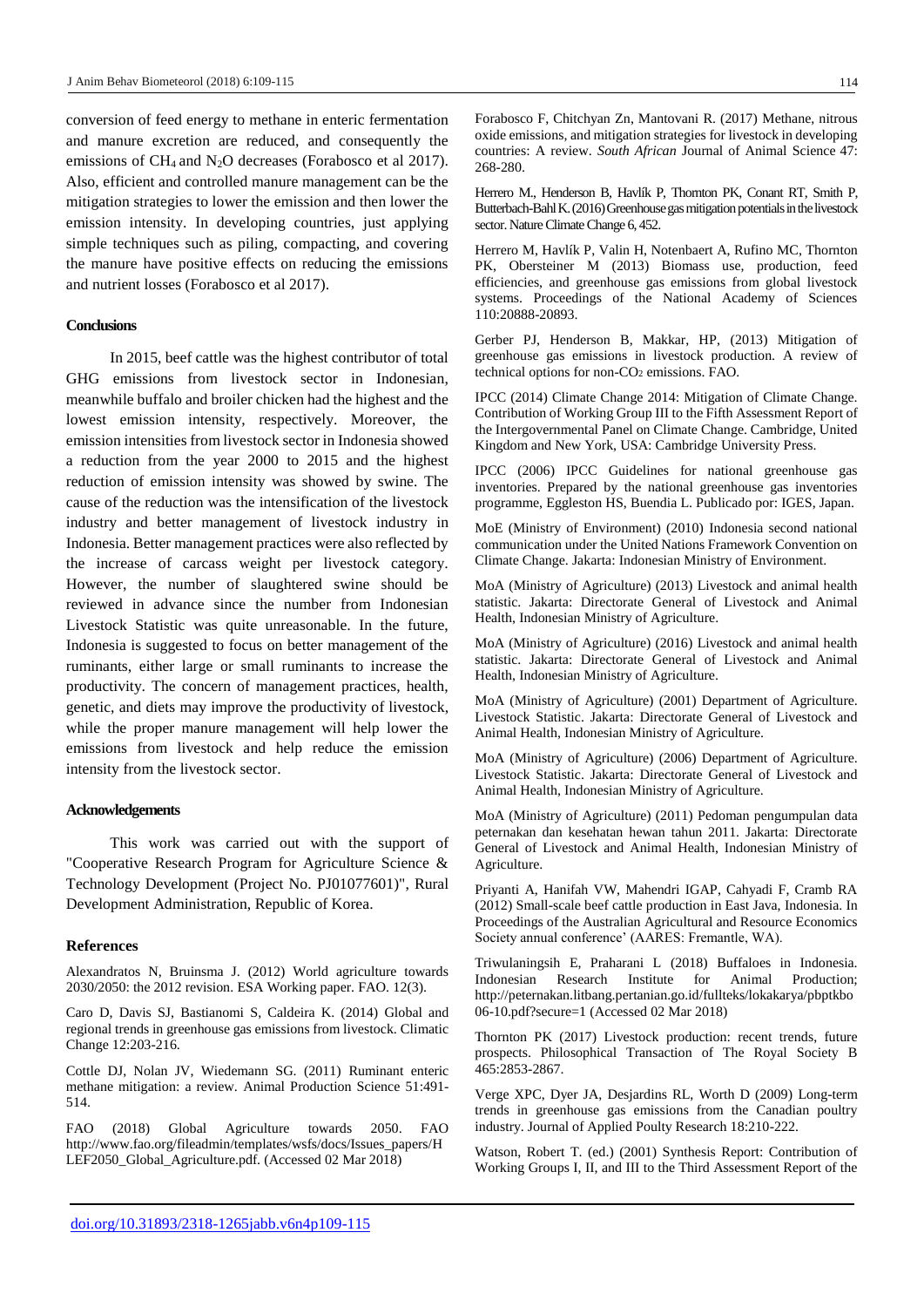conversion of feed energy to methane in enteric fermentation and manure excretion are reduced, and consequently the emissions of $CH_4$ and $N_2O$ decreases (Forabosco et al 2017). Also, efficient and controlled manure management can be the mitigation strategies to lower the emission and then lower the emission intensity. In developing countries, just applying simple techniques such as piling, compacting, and covering the manure have positive effects on reducing the emissions and nutrient losses (Forabosco et al 2017).

## Conclusions

In 2015, beef cattle was the highest contributor of total GHG emissions from livestock sector in Indonesian, meanwhile buffalo and broiler chicken had the highest and the lowest emission intensity, respectively. Moreover, the emission intensities from livestock sector in Indonesia showed a reduction from the year 2000 to 2015 and the highest reduction of emission intensity was showed by swine. The cause of the reduction was the intensification of the livestock industry and better management of livestock industry in Indonesia. Better management practices were also reflected by the increase of carcass weight per livestock category. However, the number of slaughtered swine should be reviewed in advance since the number from Indonesian Livestock Statistic was quite unreasonable. In the future, Indonesia is suggested to focus on better management of the ruminants, either large or small ruminants to increase the productivity. The concern of management practices, health, genetic, and diets may improve the productivity of livestock, while the proper manure management will help lower the emissions from livestock and help reduce the emission intensity from the livestock sector.

## Acknowledgements

This work was carried out with the support of "Cooperative Research Program for Agriculture Science & Technology Development (Project No. PJ01077601)", Rural Development Administration, Republic of Korea.

## References

Alexandratos N, Bruinsma J. (2012) World agriculture towards 2030/2050: the 2012 revision. ESA Working paper. FAO. 12(3).

Caro D, Davis SJ, Bastianomi S, Caldeira K. (2014) Global and regional trends in greenhouse gas emissions from livestock. Climatic Change 12:203-216.

Cottle DJ, Nolan JV, Wiedemann SG. (2011) Ruminant enteric methane mitigation: a review. Animal Production Science 51:491-514.

FAO (2018) Global Agriculture towards 2050. FAO http://www.fao.org/fileadmin/templates/wsfs/docs/Issues_papers/HLEF2050_Global_Agriculture.pdf. (Accessed 02 Mar 2018)

Forabosco F, Chitchyan Zn, Mantovani R. (2017) Methane, nitrous oxide emissions, and mitigation strategies for livestock in developing countries: A review. *South African* Journal of Animal Science 47: 268-280.

Herrero M., Henderson B, Havlík P, Thornton PK, Conant RT, Smith P, Butterbach-Bahl K. (2016) Greenhouse gas mitigation potentials in the livestock sector. Nature Climate Change 6, 452.

Herrero M, Havlík P, Valin H, Notenbaert A, Rufino MC, Thornton PK, Obersteiner M (2013) Biomass use, production, feed efficiencies, and greenhouse gas emissions from global livestock systems. Proceedings of the National Academy of Sciences 110:20888-20893.

Gerber PJ, Henderson B, Makkar, HP, (2013) Mitigation of greenhouse gas emissions in livestock production. A review of technical options for non-$CO_2$ emissions. FAO.

IPCC (2014) Climate Change 2014: Mitigation of Climate Change. Contribution of Working Group III to the Fifth Assessment Report of the Intergovernmental Panel on Climate Change. Cambridge, United Kingdom and New York, USA: Cambridge University Press.

IPCC (2006) IPCC Guidelines for national greenhouse gas inventories. Prepared by the national greenhouse gas inventories programme, Eggleston HS, Buendia L. Publicado por: IGES, Japan.

MoE (Ministry of Environment) (2010) Indonesia second national communication under the United Nations Framework Convention on Climate Change. Jakarta: Indonesian Ministry of Environment.

MoA (Ministry of Agriculture) (2013) Livestock and animal health statistic. Jakarta: Directorate General of Livestock and Animal Health, Indonesian Ministry of Agriculture.

MoA (Ministry of Agriculture) (2016) Livestock and animal health statistic. Jakarta: Directorate General of Livestock and Animal Health, Indonesian Ministry of Agriculture.

MoA (Ministry of Agriculture) (2001) Department of Agriculture. Livestock Statistic. Jakarta: Directorate General of Livestock and Animal Health, Indonesian Ministry of Agriculture.

MoA (Ministry of Agriculture) (2006) Department of Agriculture. Livestock Statistic. Jakarta: Directorate General of Livestock and Animal Health, Indonesian Ministry of Agriculture.

MoA (Ministry of Agriculture) (2011) Pedoman pengumpulan data peternakan dan kesehatan hewan tahun 2011. Jakarta: Directorate General of Livestock and Animal Health, Indonesian Ministry of Agriculture.

Priyanti A, Hanifah VW, Mahendri IGAP, Cahyadi F, Cramb RA (2012) Small-scale beef cattle production in East Java, Indonesia. In Proceedings of the Australian Agricultural and Resource Economics Society annual conference' (AARES: Fremantle, WA).

Triwulaningsih E, Praharani L (2018) Buffaloes in Indonesia. Indonesian Research Institute for Animal Production; http://peternakan.litbang.pertanian.go.id/fullteks/lokakarya/pbptkbo06-10.pdf?secure=1 (Accessed 02 Mar 2018)

Thornton PK (2017) Livestock production: recent trends, future prospects. Philosophical Transaction of The Royal Society B 465:2853-2867.

Verge XPC, Dyer JA, Desjardins RL, Worth D (2009) Long-term trends in greenhouse gas emissions from the Canadian poultry industry. Journal of Applied Poulty Research 18:210-222.

Watson, Robert T. (ed.) (2001) Synthesis Report: Contribution of Working Groups I, II, and III to the Third Assessment Report of the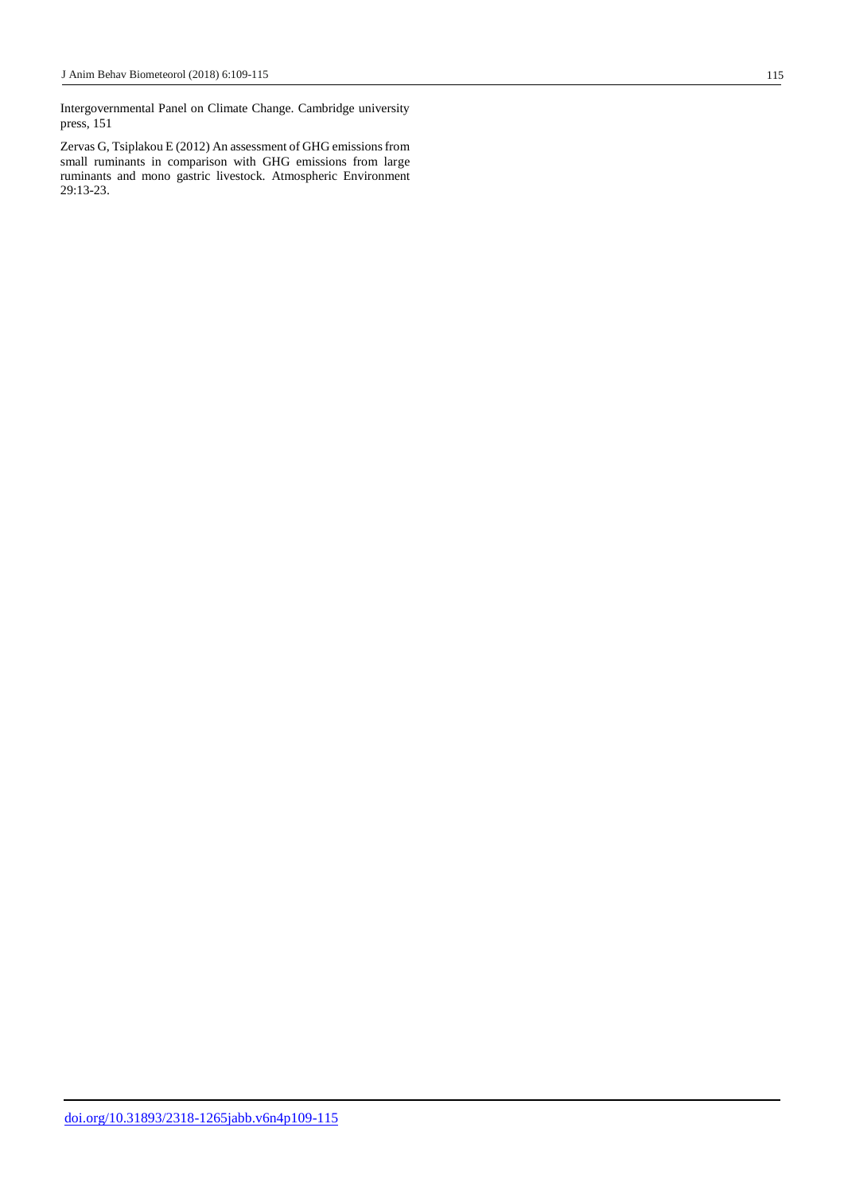Intergovernmental Panel on Climate Change. Cambridge university press, 151

Zervas G, Tsiplakou E (2012) An assessment of GHG emissions from small ruminants in comparison with GHG emissions from large ruminants and mono gastric livestock. Atmospheric Environment 29:13-23.

doi.org/10.31893/2318-1265jabb.v6n4p109-115